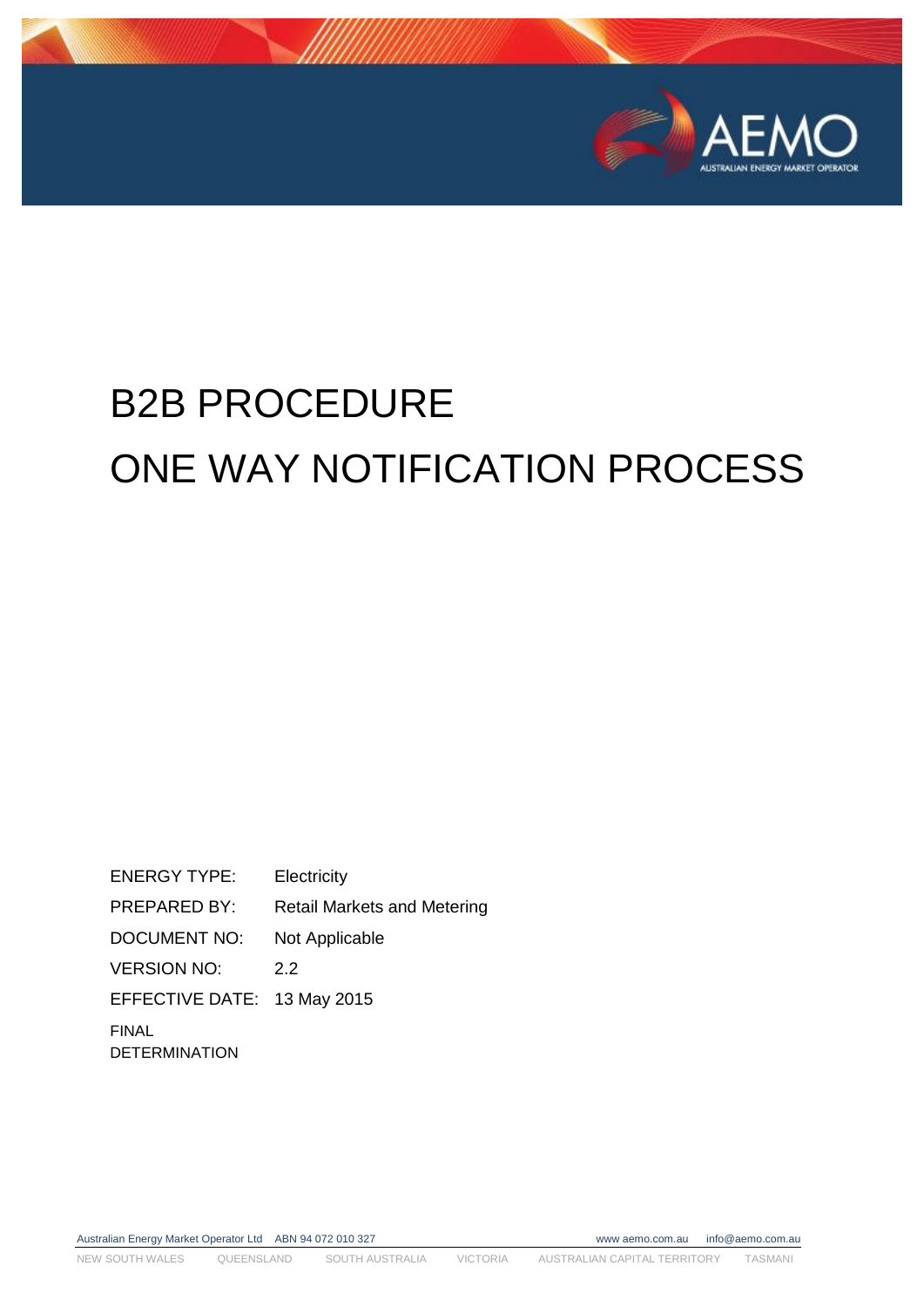# B2B PROCEDURE
# ONE WAY NOTIFICATION PROCESS

| | |
|---|---|
| ENERGY TYPE: | Electricity |
| PREPARED BY: | Retail Markets and Metering |
| DOCUMENT NO: | Not Applicable |
| VERSION NO: | 2.2 |
| EFFECTIVE DATE: | 13 May 2015 |

FINAL DETERMINATION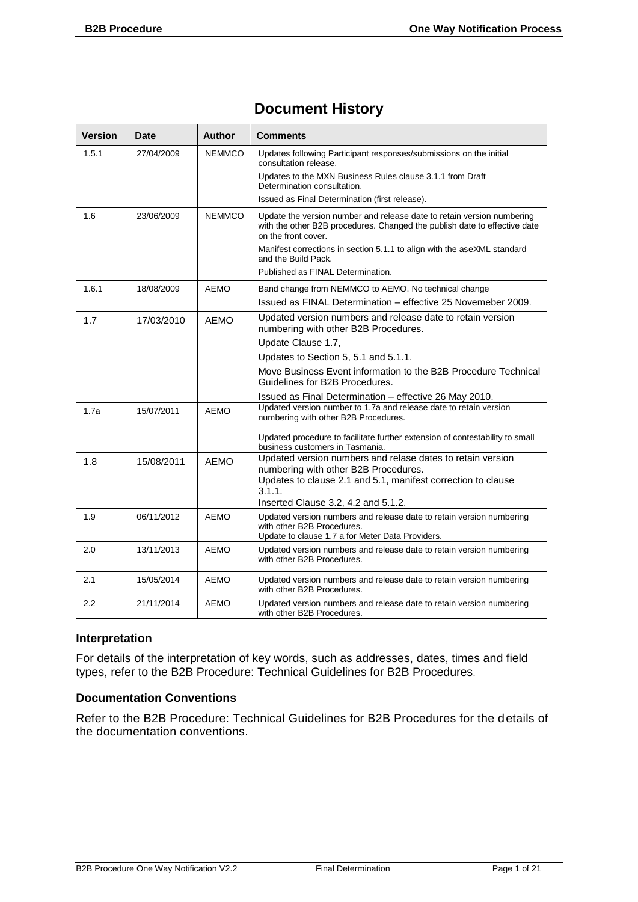# Document History

| Version | Date | Author | Comments |
|---|---|---|---|
| 1.5.1 | 27/04/2009 | NEMMCO | Updates following Participant responses/submissions on the initial consultation release.<br>Updates to the MXN Business Rules clause 3.1.1 from Draft Determination consultation.<br>Issued as Final Determination (first release). |
| 1.6 | 23/06/2009 | NEMMCO | Update the version number and release date to retain version numbering with the other B2B procedures. Changed the publish date to effective date on the front cover.<br>Manifest corrections in section 5.1.1 to align with the aseXML standard and the Build Pack.<br>Published as FINAL Determination. |
| 1.6.1 | 18/08/2009 | AEMO | Band change from NEMMCO to AEMO. No technical change<br>Issued as FINAL Determination – effective 25 Novemeber 2009. |
| 1.7 | 17/03/2010 | AEMO | Updated version numbers and release date to retain version numbering with other B2B Procedures.<br>Update Clause 1.7,<br>Updates to Section 5, 5.1 and 5.1.1.<br>Move Business Event information to the B2B Procedure Technical Guidelines for B2B Procedures.<br>Issued as Final Determination – effective 26 May 2010. |
| 1.7a | 15/07/2011 | AEMO | Updated version number to 1.7a and release date to retain version numbering with other B2B Procedures.<br>Updated procedure to facilitate further extension of contestability to small business customers in Tasmania. |
| 1.8 | 15/08/2011 | AEMO | Updated version numbers and relase dates to retain version numbering with other B2B Procedures.<br>Updates to clause 2.1 and 5.1, manifest correction to clause 3.1.1.<br>Inserted Clause 3.2, 4.2 and 5.1.2. |
| 1.9 | 06/11/2012 | AEMO | Updated version numbers and release date to retain version numbering with other B2B Procedures.<br>Update to clause 1.7 a for Meter Data Providers. |
| 2.0 | 13/11/2013 | AEMO | Updated version numbers and release date to retain version numbering with other B2B Procedures. |
| 2.1 | 15/05/2014 | AEMO | Updated version numbers and release date to retain version numbering with other B2B Procedures. |
| 2.2 | 21/11/2014 | AEMO | Updated version numbers and release date to retain version numbering with other B2B Procedures. |

### Interpretation

For details of the interpretation of key words, such as addresses, dates, times and field types, refer to the B2B Procedure: Technical Guidelines for B2B Procedures.

### Documentation Conventions

Refer to the B2B Procedure: Technical Guidelines for B2B Procedures for the details of the documentation conventions.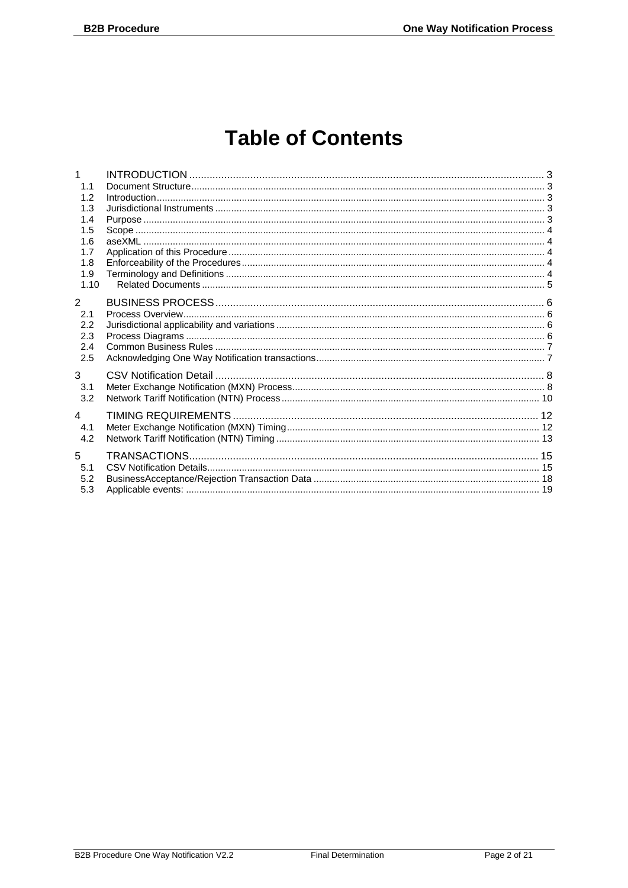# Table of Contents

| | | |
|---|---|---|
| 1 | INTRODUCTION | 3 |
| 1.1 | Document Structure | 3 |
| 1.2 | Introduction | 3 |
| 1.3 | Jurisdictional Instruments | 3 |
| 1.4 | Purpose | 3 |
| 1.5 | Scope | 4 |
| 1.6 | aseXML | 4 |
| 1.7 | Application of this Procedure | 4 |
| 1.8 | Enforceability of the Procedures | 4 |
| 1.9 | Terminology and Definitions | 4 |
| 1.10 | Related Documents | 5 |
| 2 | BUSINESS PROCESS | 6 |
| 2.1 | Process Overview | 6 |
| 2.2 | Jurisdictional applicability and variations | 6 |
| 2.3 | Process Diagrams | 6 |
| 2.4 | Common Business Rules | 7 |
| 2.5 | Acknowledging One Way Notification transactions | 7 |
| 3 | CSV Notification Detail | 8 |
| 3.1 | Meter Exchange Notification (MXN) Process | 8 |
| 3.2 | Network Tariff Notification (NTN) Process | 10 |
| 4 | TIMING REQUIREMENTS | 12 |
| 4.1 | Meter Exchange Notification (MXN) Timing | 12 |
| 4.2 | Network Tariff Notification (NTN) Timing | 13 |
| 5 | TRANSACTIONS | 15 |
| 5.1 | CSV Notification Details | 15 |
| 5.2 | BusinessAcceptance/Rejection Transaction Data | 18 |
| 5.3 | Applicable events: | 19 |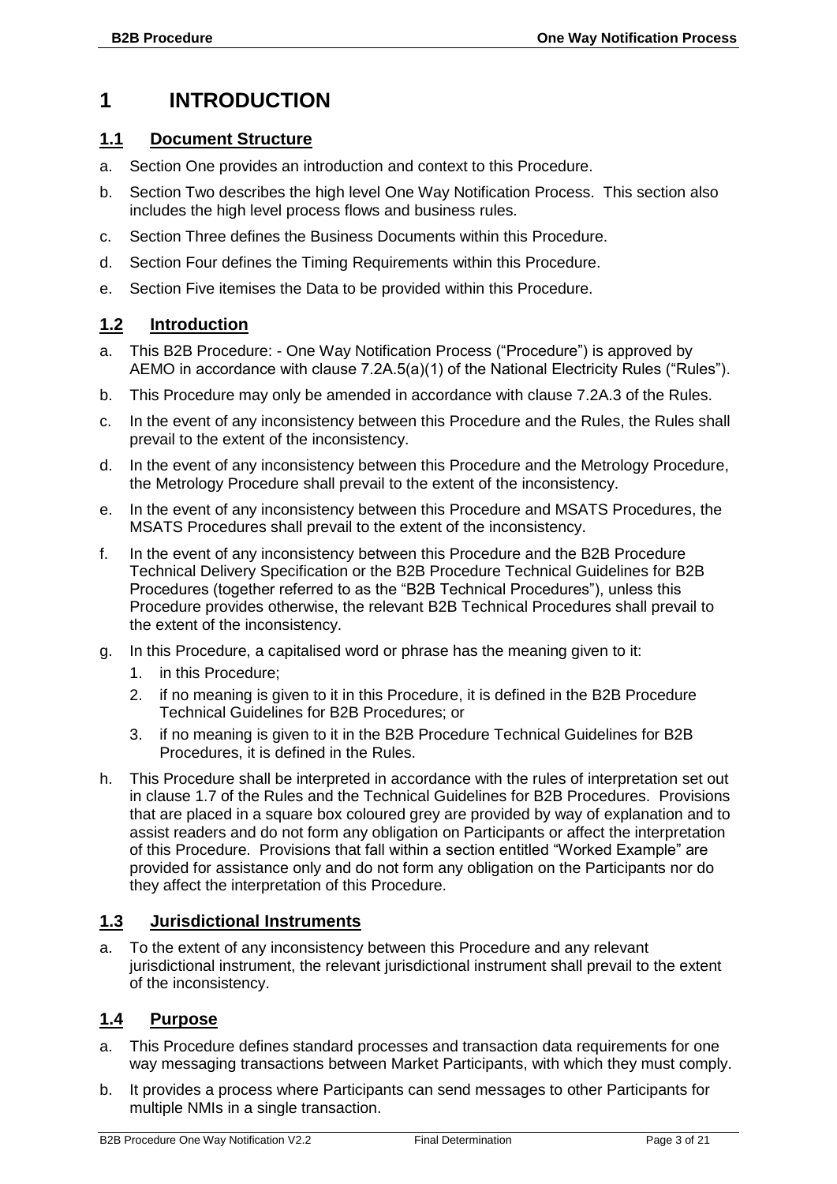# 1 INTRODUCTION

## 1.1 Document Structure

a. Section One provides an introduction and context to this Procedure.

b. Section Two describes the high level One Way Notification Process. This section also includes the high level process flows and business rules.

c. Section Three defines the Business Documents within this Procedure.

d. Section Four defines the Timing Requirements within this Procedure.

e. Section Five itemises the Data to be provided within this Procedure.

## 1.2 Introduction

a. This B2B Procedure: - One Way Notification Process ("Procedure") is approved by AEMO in accordance with clause 7.2A.5(a)(1) of the National Electricity Rules ("Rules").

b. This Procedure may only be amended in accordance with clause 7.2A.3 of the Rules.

c. In the event of any inconsistency between this Procedure and the Rules, the Rules shall prevail to the extent of the inconsistency.

d. In the event of any inconsistency between this Procedure and the Metrology Procedure, the Metrology Procedure shall prevail to the extent of the inconsistency.

e. In the event of any inconsistency between this Procedure and MSATS Procedures, the MSATS Procedures shall prevail to the extent of the inconsistency.

f. In the event of any inconsistency between this Procedure and the B2B Procedure Technical Delivery Specification or the B2B Procedure Technical Guidelines for B2B Procedures (together referred to as the "B2B Technical Procedures"), unless this Procedure provides otherwise, the relevant B2B Technical Procedures shall prevail to the extent of the inconsistency.

g. In this Procedure, a capitalised word or phrase has the meaning given to it:

   1. in this Procedure;
   2. if no meaning is given to it in this Procedure, it is defined in the B2B Procedure Technical Guidelines for B2B Procedures; or
   3. if no meaning is given to it in the B2B Procedure Technical Guidelines for B2B Procedures, it is defined in the Rules.

h. This Procedure shall be interpreted in accordance with the rules of interpretation set out in clause 1.7 of the Rules and the Technical Guidelines for B2B Procedures. Provisions that are placed in a square box coloured grey are provided by way of explanation and to assist readers and do not form any obligation on Participants or affect the interpretation of this Procedure. Provisions that fall within a section entitled "Worked Example" are provided for assistance only and do not form any obligation on the Participants nor do they affect the interpretation of this Procedure.

## 1.3 Jurisdictional Instruments

a. To the extent of any inconsistency between this Procedure and any relevant jurisdictional instrument, the relevant jurisdictional instrument shall prevail to the extent of the inconsistency.

## 1.4 Purpose

a. This Procedure defines standard processes and transaction data requirements for one way messaging transactions between Market Participants, with which they must comply.

b. It provides a process where Participants can send messages to other Participants for multiple NMIs in a single transaction.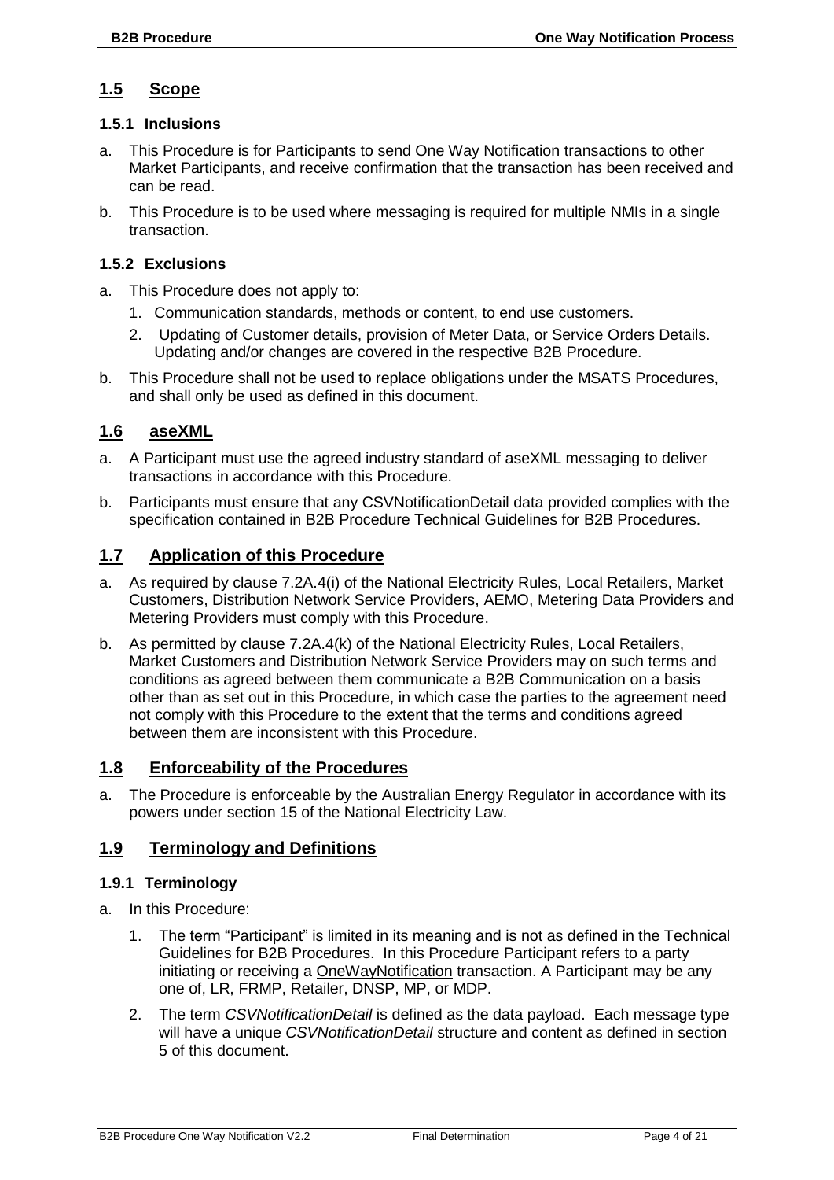## 1.5 Scope

### 1.5.1 Inclusions

a. This Procedure is for Participants to send One Way Notification transactions to other Market Participants, and receive confirmation that the transaction has been received and can be read.

b. This Procedure is to be used where messaging is required for multiple NMIs in a single transaction.

### 1.5.2 Exclusions

a. This Procedure does not apply to:

   1. Communication standards, methods or content, to end use customers.
   2. Updating of Customer details, provision of Meter Data, or Service Orders Details. Updating and/or changes are covered in the respective B2B Procedure.

b. This Procedure shall not be used to replace obligations under the MSATS Procedures, and shall only be used as defined in this document.

## 1.6 aseXML

a. A Participant must use the agreed industry standard of aseXML messaging to deliver transactions in accordance with this Procedure.

b. Participants must ensure that any CSVNotificationDetail data provided complies with the specification contained in B2B Procedure Technical Guidelines for B2B Procedures.

## 1.7 Application of this Procedure

a. As required by clause 7.2A.4(i) of the National Electricity Rules, Local Retailers, Market Customers, Distribution Network Service Providers, AEMO, Metering Data Providers and Metering Providers must comply with this Procedure.

b. As permitted by clause 7.2A.4(k) of the National Electricity Rules, Local Retailers, Market Customers and Distribution Network Service Providers may on such terms and conditions as agreed between them communicate a B2B Communication on a basis other than as set out in this Procedure, in which case the parties to the agreement need not comply with this Procedure to the extent that the terms and conditions agreed between them are inconsistent with this Procedure.

## 1.8 Enforceability of the Procedures

a. The Procedure is enforceable by the Australian Energy Regulator in accordance with its powers under section 15 of the National Electricity Law.

## 1.9 Terminology and Definitions

### 1.9.1 Terminology

a. In this Procedure:

   1. The term "Participant" is limited in its meaning and is not as defined in the Technical Guidelines for B2B Procedures. In this Procedure Participant refers to a party initiating or receiving a OneWayNotification transaction. A Participant may be any one of, LR, FRMP, Retailer, DNSP, MP, or MDP.

   2. The term *CSVNotificationDetail* is defined as the data payload. Each message type will have a unique *CSVNotificationDetail* structure and content as defined in section 5 of this document.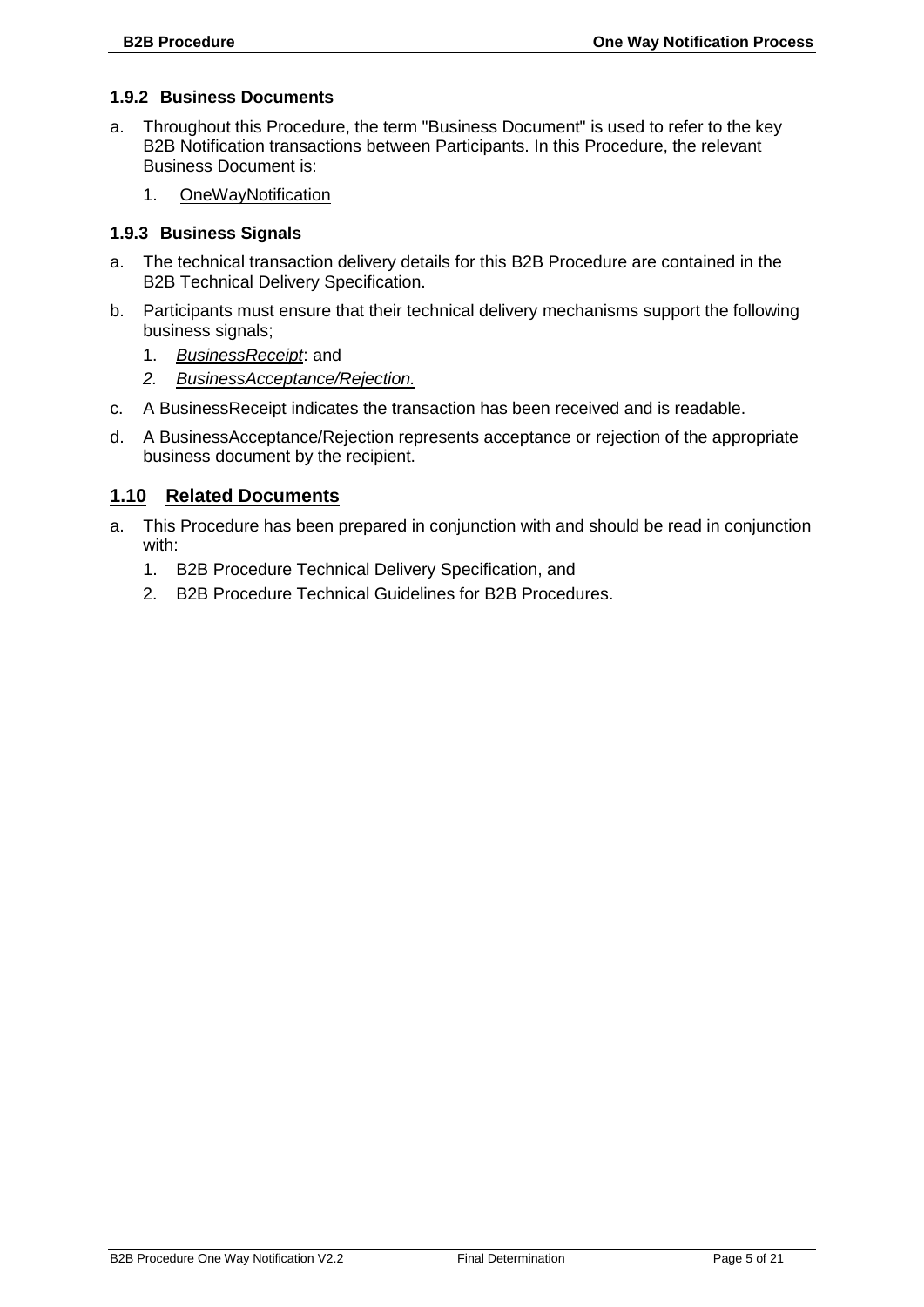### 1.9.2 Business Documents

a. Throughout this Procedure, the term "Business Document" is used to refer to the key B2B Notification transactions between Participants. In this Procedure, the relevant Business Document is:

   1. OneWayNotification

### 1.9.3 Business Signals

a. The technical transaction delivery details for this B2B Procedure are contained in the B2B Technical Delivery Specification.

b. Participants must ensure that their technical delivery mechanisms support the following business signals;

   1. *BusinessReceipt*: and
   2. *BusinessAcceptance/Rejection.*

c. A BusinessReceipt indicates the transaction has been received and is readable.

d. A BusinessAcceptance/Rejection represents acceptance or rejection of the appropriate business document by the recipient.

## 1.10 Related Documents

a. This Procedure has been prepared in conjunction with and should be read in conjunction with:

   1. B2B Procedure Technical Delivery Specification, and
   2. B2B Procedure Technical Guidelines for B2B Procedures.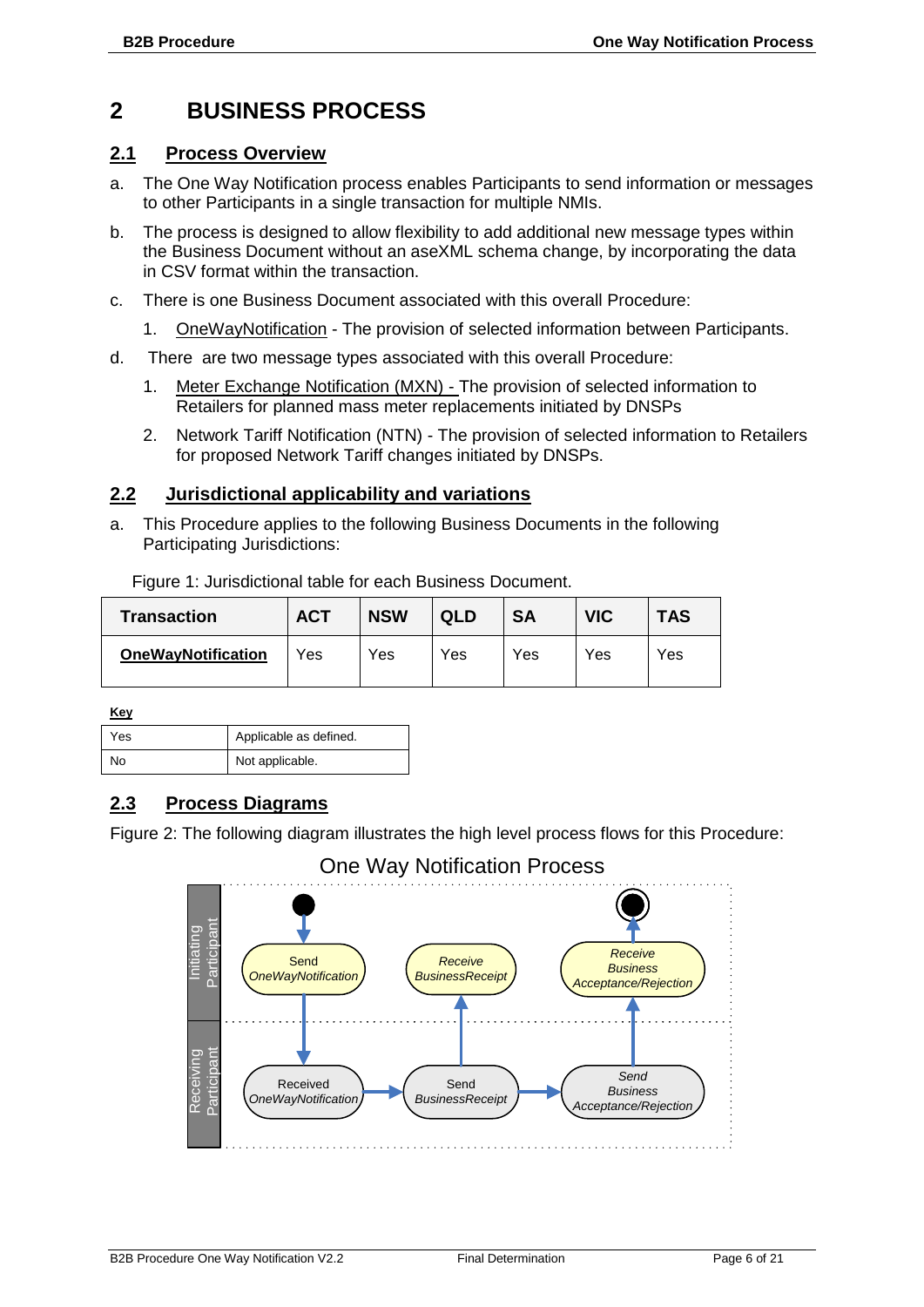# 2 BUSINESS PROCESS

## 2.1 Process Overview

a. The One Way Notification process enables Participants to send information or messages to other Participants in a single transaction for multiple NMIs.

b. The process is designed to allow flexibility to add additional new message types within the Business Document without an aseXML schema change, by incorporating the data in CSV format within the transaction.

c. There is one Business Document associated with this overall Procedure:

   1. OneWayNotification - The provision of selected information between Participants.

d. There are two message types associated with this overall Procedure:

   1. Meter Exchange Notification (MXN) - The provision of selected information to Retailers for planned mass meter replacements initiated by DNSPs

   2. Network Tariff Notification (NTN) - The provision of selected information to Retailers for proposed Network Tariff changes initiated by DNSPs.

## 2.2 Jurisdictional applicability and variations

a. This Procedure applies to the following Business Documents in the following Participating Jurisdictions:

Figure 1: Jurisdictional table for each Business Document.

| Transaction | ACT | NSW | QLD | SA | VIC | TAS |
|---|---|---|---|---|---|---|
| **OneWayNotification** | Yes | Yes | Yes | Yes | Yes | Yes |

**Key**

| | |
|---|---|
| Yes | Applicable as defined. |
| No | Not applicable. |

## 2.3 Process Diagrams

Figure 2: The following diagram illustrates the high level process flows for this Procedure:

One Way Notification Process

| Lane | Step 1 | Step 2 | Step 3 |
|---|---|---|---|
| Initiating Participant | Send OneWayNotification | *Receive BusinessReceipt* | *Receive Business Acceptance/Rejection* |
| Receiving Participant | Received OneWayNotification | Send BusinessReceipt | *Send Business Acceptance/Rejection* |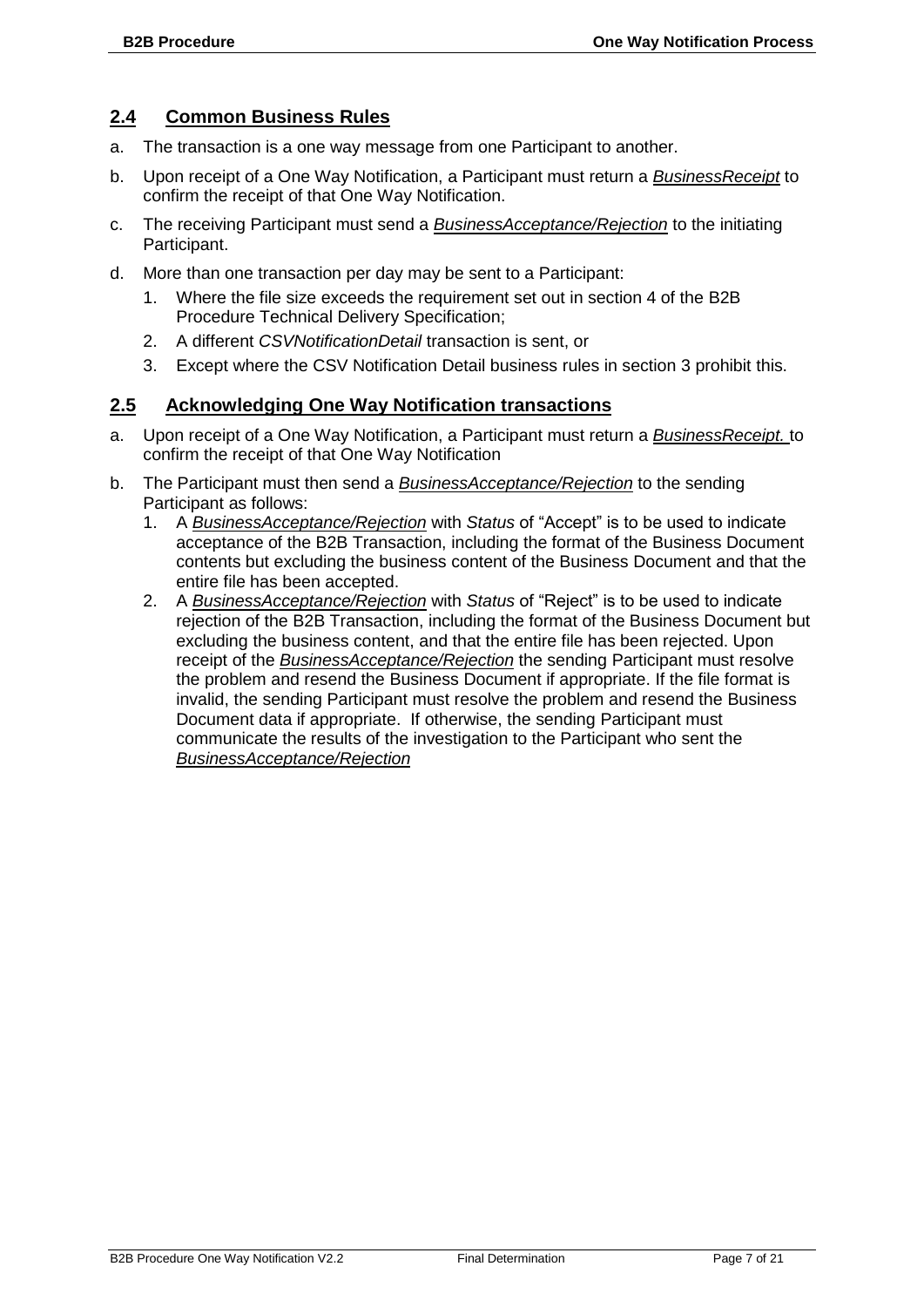## 2.4 Common Business Rules

a. The transaction is a one way message from one Participant to another.

b. Upon receipt of a One Way Notification, a Participant must return a ***BusinessReceipt*** to confirm the receipt of that One Way Notification.

c. The receiving Participant must send a ***BusinessAcceptance/Rejection*** to the initiating Participant.

d. More than one transaction per day may be sent to a Participant:

   1. Where the file size exceeds the requirement set out in section 4 of the B2B Procedure Technical Delivery Specification;
   2. A different *CSVNotificationDetail* transaction is sent, or
   3. Except where the CSV Notification Detail business rules in section 3 prohibit this.

## 2.5 Acknowledging One Way Notification transactions

a. Upon receipt of a One Way Notification, a Participant must return a ***BusinessReceipt.*** to confirm the receipt of that One Way Notification

b. The Participant must then send a ***BusinessAcceptance/Rejection*** to the sending Participant as follows:

   1. A ***BusinessAcceptance/Rejection*** with *Status* of "Accept" is to be used to indicate acceptance of the B2B Transaction, including the format of the Business Document contents but excluding the business content of the Business Document and that the entire file has been accepted.
   2. A ***BusinessAcceptance/Rejection*** with *Status* of "Reject" is to be used to indicate rejection of the B2B Transaction, including the format of the Business Document but excluding the business content, and that the entire file has been rejected. Upon receipt of the ***BusinessAcceptance/Rejection*** the sending Participant must resolve the problem and resend the Business Document if appropriate. If the file format is invalid, the sending Participant must resolve the problem and resend the Business Document data if appropriate. If otherwise, the sending Participant must communicate the results of the investigation to the Participant who sent the *BusinessAcceptance/Rejection*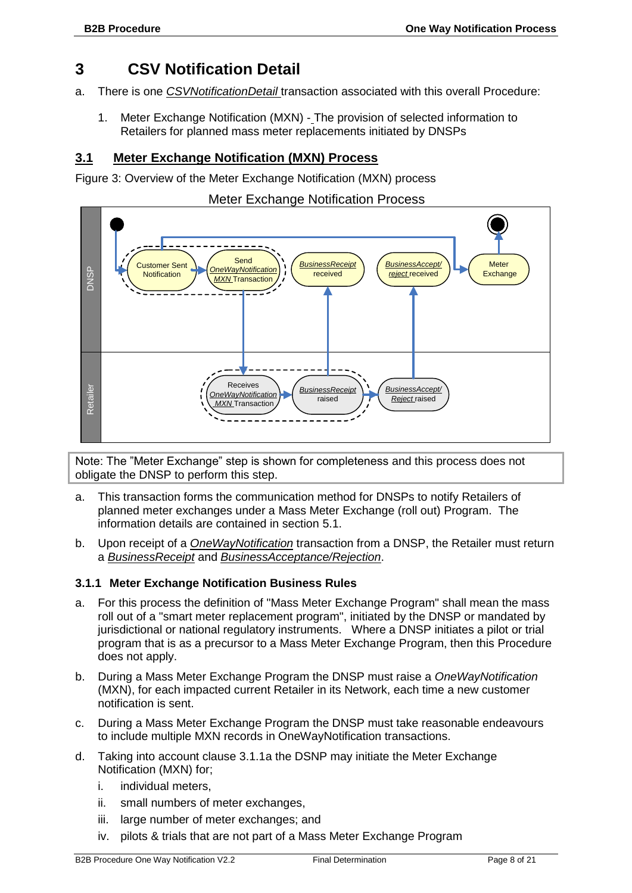# 3 CSV Notification Detail

a. There is one *CSVNotificationDetail* transaction associated with this overall Procedure:

   1. Meter Exchange Notification (MXN) - The provision of selected information to Retailers for planned mass meter replacements initiated by DNSPs

## 3.1 Meter Exchange Notification (MXN) Process

Figure 3: Overview of the Meter Exchange Notification (MXN) process

Meter Exchange Notification Process

Note: The "Meter Exchange" step is shown for completeness and this process does not obligate the DNSP to perform this step.

a. This transaction forms the communication method for DNSPs to notify Retailers of planned meter exchanges under a Mass Meter Exchange (roll out) Program. The information details are contained in section 5.1.

b. Upon receipt of a *OneWayNotification* transaction from a DNSP, the Retailer must return a *BusinessReceipt* and *BusinessAcceptance/Rejection*.

### 3.1.1 Meter Exchange Notification Business Rules

a. For this process the definition of "Mass Meter Exchange Program" shall mean the mass roll out of a "smart meter replacement program", initiated by the DNSP or mandated by jurisdictional or national regulatory instruments. Where a DNSP initiates a pilot or trial program that is as a precursor to a Mass Meter Exchange Program, then this Procedure does not apply.

b. During a Mass Meter Exchange Program the DNSP must raise a *OneWayNotification* (MXN), for each impacted current Retailer in its Network, each time a new customer notification is sent.

c. During a Mass Meter Exchange Program the DNSP must take reasonable endeavours to include multiple MXN records in OneWayNotification transactions.

d. Taking into account clause 3.1.1a the DSNP may initiate the Meter Exchange Notification (MXN) for;

   i. individual meters,
   ii. small numbers of meter exchanges,
   iii. large number of meter exchanges; and
   iv. pilots & trials that are not part of a Mass Meter Exchange Program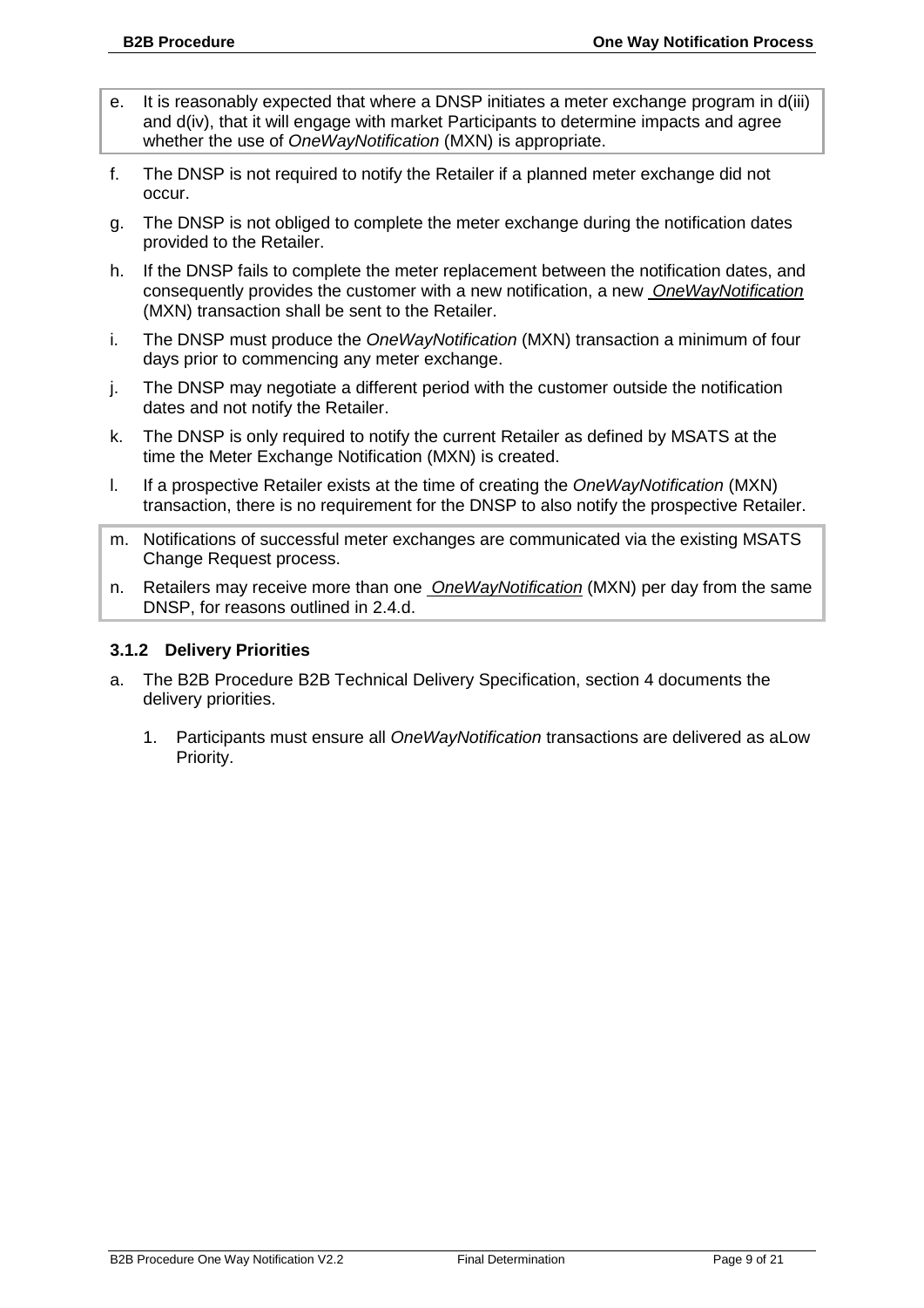e. It is reasonably expected that where a DNSP initiates a meter exchange program in d(iii) and d(iv), that it will engage with market Participants to determine impacts and agree whether the use of *OneWayNotification* (MXN) is appropriate.

f. The DNSP is not required to notify the Retailer if a planned meter exchange did not occur.

g. The DNSP is not obliged to complete the meter exchange during the notification dates provided to the Retailer.

h. If the DNSP fails to complete the meter replacement between the notification dates, and consequently provides the customer with a new notification, a new *OneWayNotification* (MXN) transaction shall be sent to the Retailer.

i. The DNSP must produce the *OneWayNotification* (MXN) transaction a minimum of four days prior to commencing any meter exchange.

j. The DNSP may negotiate a different period with the customer outside the notification dates and not notify the Retailer.

k. The DNSP is only required to notify the current Retailer as defined by MSATS at the time the Meter Exchange Notification (MXN) is created.

l. If a prospective Retailer exists at the time of creating the *OneWayNotification* (MXN) transaction, there is no requirement for the DNSP to also notify the prospective Retailer.

m. Notifications of successful meter exchanges are communicated via the existing MSATS Change Request process.

n. Retailers may receive more than one *OneWayNotification* (MXN) per day from the same DNSP, for reasons outlined in 2.4.d.

### 3.1.2 Delivery Priorities

a. The B2B Procedure B2B Technical Delivery Specification, section 4 documents the delivery priorities.

   1. Participants must ensure all *OneWayNotification* transactions are delivered as aLow Priority.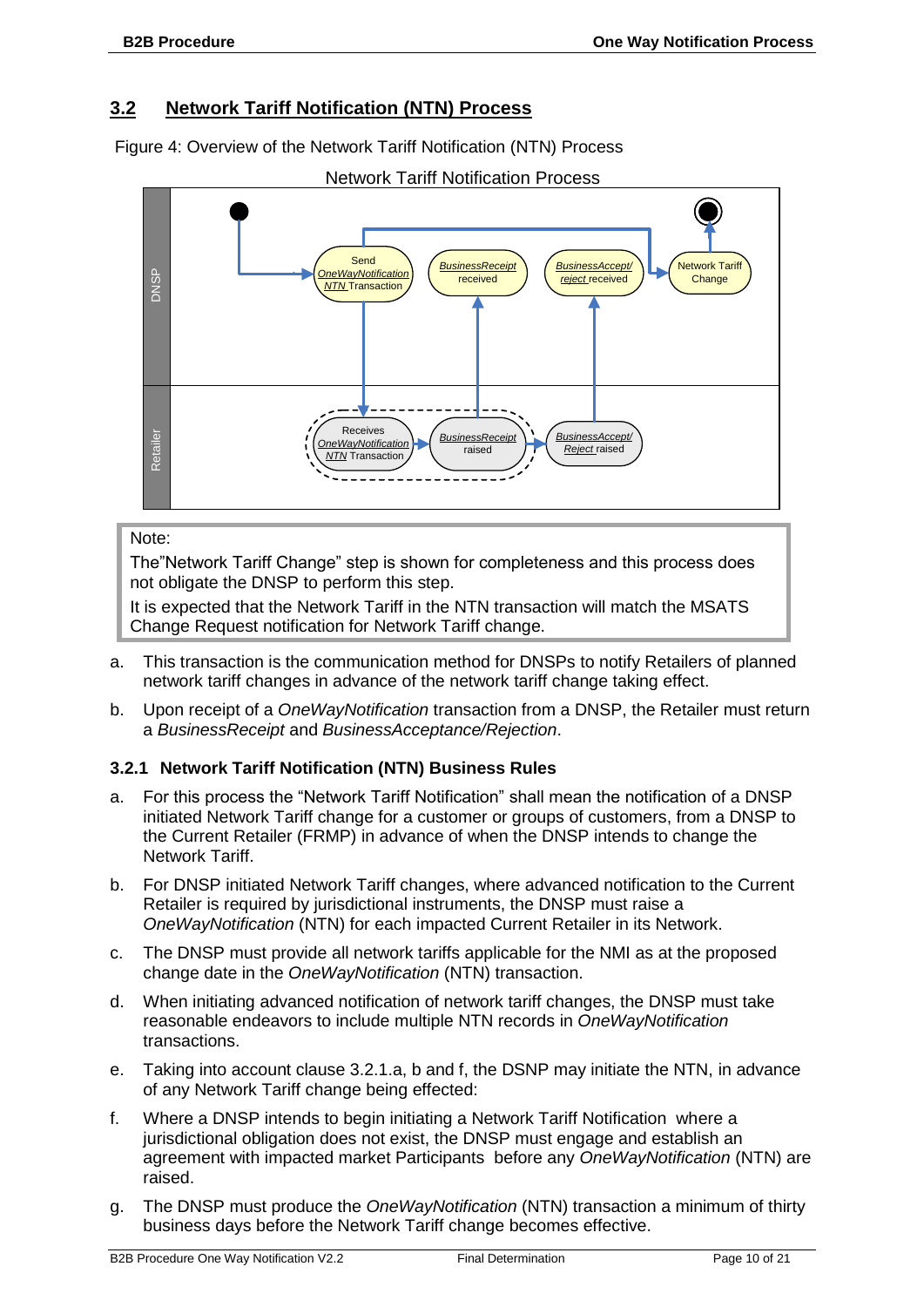## 3.2 Network Tariff Notification (NTN) Process

Figure 4: Overview of the Network Tariff Notification (NTN) Process

Network Tariff Notification Process

| Note: |
|---|
| The"Network Tariff Change" step is shown for completeness and this process does not obligate the DNSP to perform this step. |
| It is expected that the Network Tariff in the NTN transaction will match the MSATS Change Request notification for Network Tariff change. |

a. This transaction is the communication method for DNSPs to notify Retailers of planned network tariff changes in advance of the network tariff change taking effect.

b. Upon receipt of a *OneWayNotification* transaction from a DNSP, the Retailer must return a *BusinessReceipt* and *BusinessAcceptance/Rejection*.

### 3.2.1 Network Tariff Notification (NTN) Business Rules

a. For this process the "Network Tariff Notification" shall mean the notification of a DNSP initiated Network Tariff change for a customer or groups of customers, from a DNSP to the Current Retailer (FRMP) in advance of when the DNSP intends to change the Network Tariff.

b. For DNSP initiated Network Tariff changes, where advanced notification to the Current Retailer is required by jurisdictional instruments, the DNSP must raise a *OneWayNotification* (NTN) for each impacted Current Retailer in its Network.

c. The DNSP must provide all network tariffs applicable for the NMI as at the proposed change date in the *OneWayNotification* (NTN) transaction.

d. When initiating advanced notification of network tariff changes, the DNSP must take reasonable endeavors to include multiple NTN records in *OneWayNotification* transactions.

e. Taking into account clause 3.2.1.a, b and f, the DSNP may initiate the NTN, in advance of any Network Tariff change being effected:

f. Where a DNSP intends to begin initiating a Network Tariff Notification where a jurisdictional obligation does not exist, the DNSP must engage and establish an agreement with impacted market Participants before any *OneWayNotification* (NTN) are raised.

g. The DNSP must produce the *OneWayNotification* (NTN) transaction a minimum of thirty business days before the Network Tariff change becomes effective.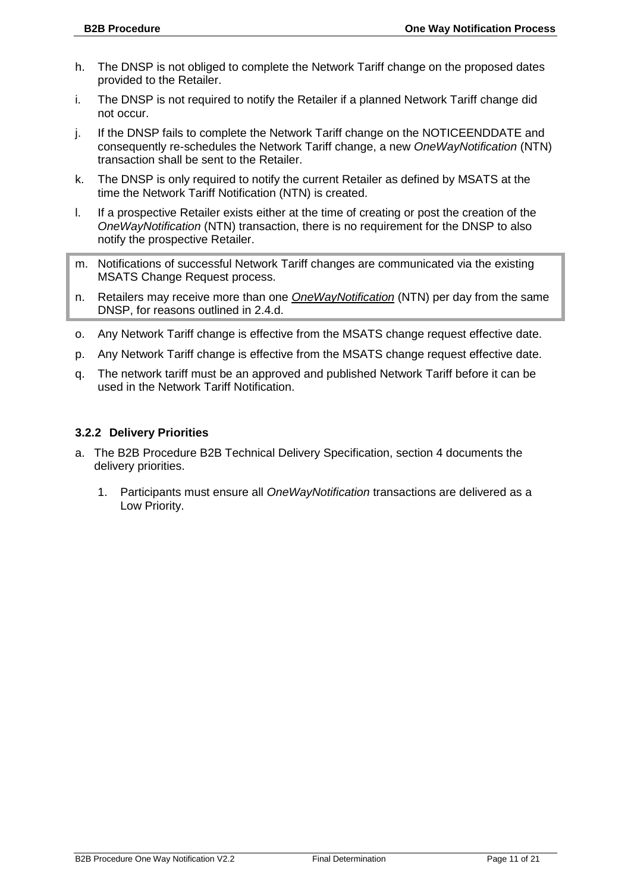h. The DNSP is not obliged to complete the Network Tariff change on the proposed dates provided to the Retailer.

i. The DNSP is not required to notify the Retailer if a planned Network Tariff change did not occur.

j. If the DNSP fails to complete the Network Tariff change on the NOTICEENDDATE and consequently re-schedules the Network Tariff change, a new *OneWayNotification* (NTN) transaction shall be sent to the Retailer.

k. The DNSP is only required to notify the current Retailer as defined by MSATS at the time the Network Tariff Notification (NTN) is created.

l. If a prospective Retailer exists either at the time of creating or post the creation of the *OneWayNotification* (NTN) transaction, there is no requirement for the DNSP to also notify the prospective Retailer.

m. Notifications of successful Network Tariff changes are communicated via the existing MSATS Change Request process.

n. Retailers may receive more than one *OneWayNotification* (NTN) per day from the same DNSP, for reasons outlined in 2.4.d.

o. Any Network Tariff change is effective from the MSATS change request effective date.

p. Any Network Tariff change is effective from the MSATS change request effective date.

q. The network tariff must be an approved and published Network Tariff before it can be used in the Network Tariff Notification.

### 3.2.2 Delivery Priorities

a. The B2B Procedure B2B Technical Delivery Specification, section 4 documents the delivery priorities.

   1. Participants must ensure all *OneWayNotification* transactions are delivered as a Low Priority.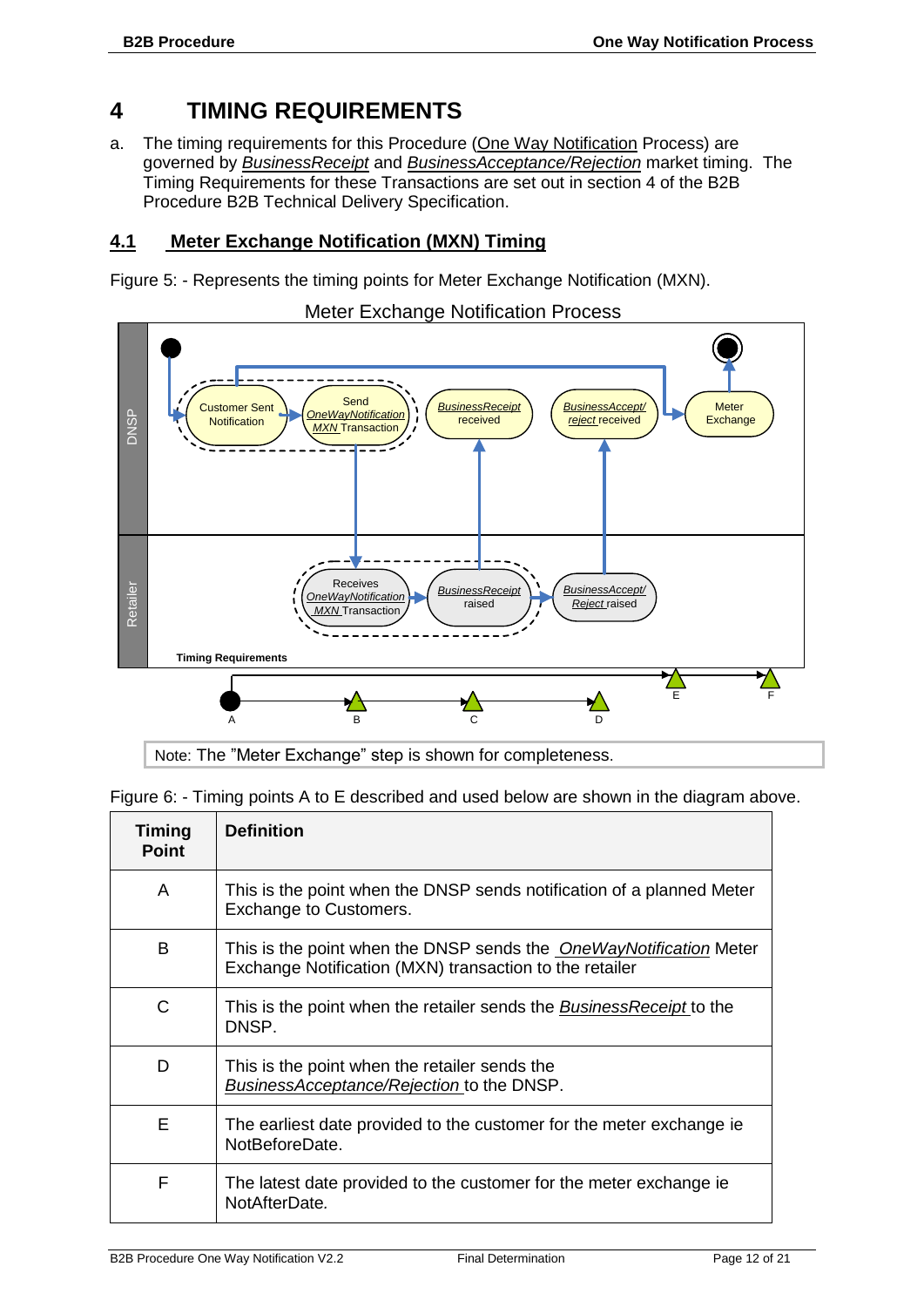# 4 TIMING REQUIREMENTS

a. The timing requirements for this Procedure (One Way Notification Process) are governed by *BusinessReceipt* and *BusinessAcceptance/Rejection* market timing. The Timing Requirements for these Transactions are set out in section 4 of the B2B Procedure B2B Technical Delivery Specification.

## 4.1 Meter Exchange Notification (MXN) Timing

Figure 5: - Represents the timing points for Meter Exchange Notification (MXN).

Note: The "Meter Exchange" step is shown for completeness.

Figure 6: - Timing points A to E described and used below are shown in the diagram above.

| Timing Point | Definition |
|---|---|
| A | This is the point when the DNSP sends notification of a planned Meter Exchange to Customers. |
| B | This is the point when the DNSP sends the *OneWayNotification* Meter Exchange Notification (MXN) transaction to the retailer |
| C | This is the point when the retailer sends the *BusinessReceipt* to the DNSP. |
| D | This is the point when the retailer sends the *BusinessAcceptance/Rejection* to the DNSP. |
| E | The earliest date provided to the customer for the meter exchange ie NotBeforeDate. |
| F | The latest date provided to the customer for the meter exchange ie NotAfterDate. |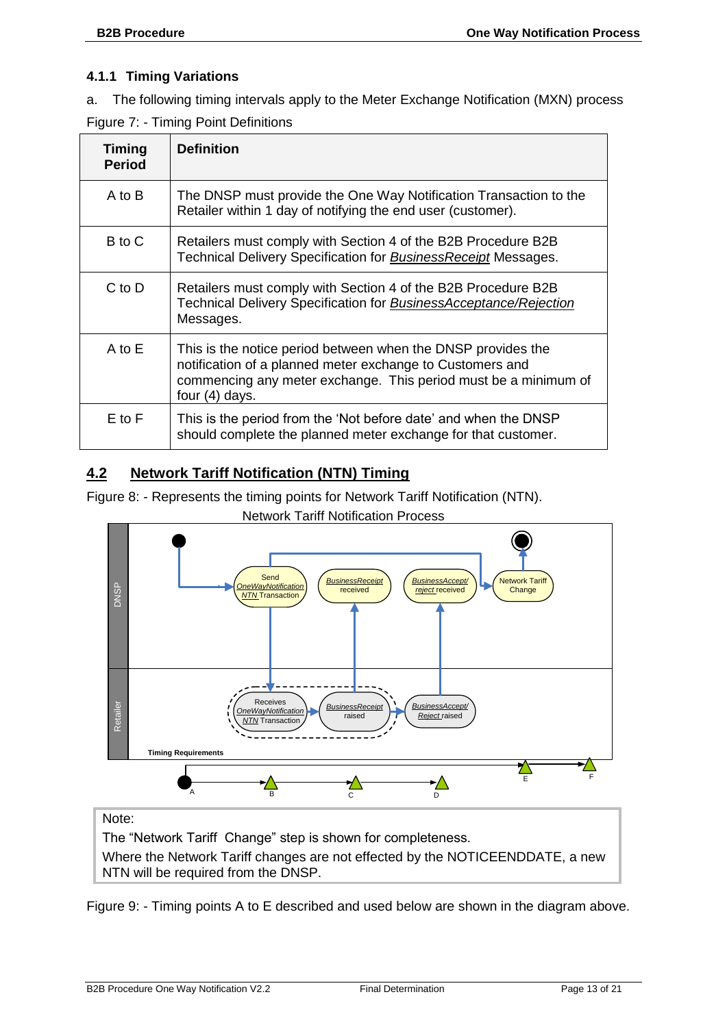### 4.1.1 Timing Variations

a. The following timing intervals apply to the Meter Exchange Notification (MXN) process

Figure 7: - Timing Point Definitions

| Timing Period | Definition |
|---|---|
| A to B | The DNSP must provide the One Way Notification Transaction to the Retailer within 1 day of notifying the end user (customer). |
| B to C | Retailers must comply with Section 4 of the B2B Procedure B2B Technical Delivery Specification for *BusinessReceipt* Messages. |
| C to D | Retailers must comply with Section 4 of the B2B Procedure B2B Technical Delivery Specification for *BusinessAcceptance/Rejection* Messages. |
| A to E | This is the notice period between when the DNSP provides the notification of a planned meter exchange to Customers and commencing any meter exchange. This period must be a minimum of four (4) days. |
| E to F | This is the period from the 'Not before date' and when the DNSP should complete the planned meter exchange for that customer. |

## 4.2 Network Tariff Notification (NTN) Timing

Figure 8: - Represents the timing points for Network Tariff Notification (NTN).

Network Tariff Notification Process

DNSP: Send *OneWayNotification NTN* Transaction → *BusinessReceipt* received → *BusinessAccept/reject* received → Network Tariff Change

Retailer: Receives *OneWayNotification NTN* Transaction → *BusinessReceipt* raised → *BusinessAccept/Reject* raised

Timing Requirements: A, B, C, D, E, F

Note:

The "Network Tariff Change" step is shown for completeness.

Where the Network Tariff changes are not effected by the NOTICEENDDATE, a new NTN will be required from the DNSP.

Figure 9: - Timing points A to E described and used below are shown in the diagram above.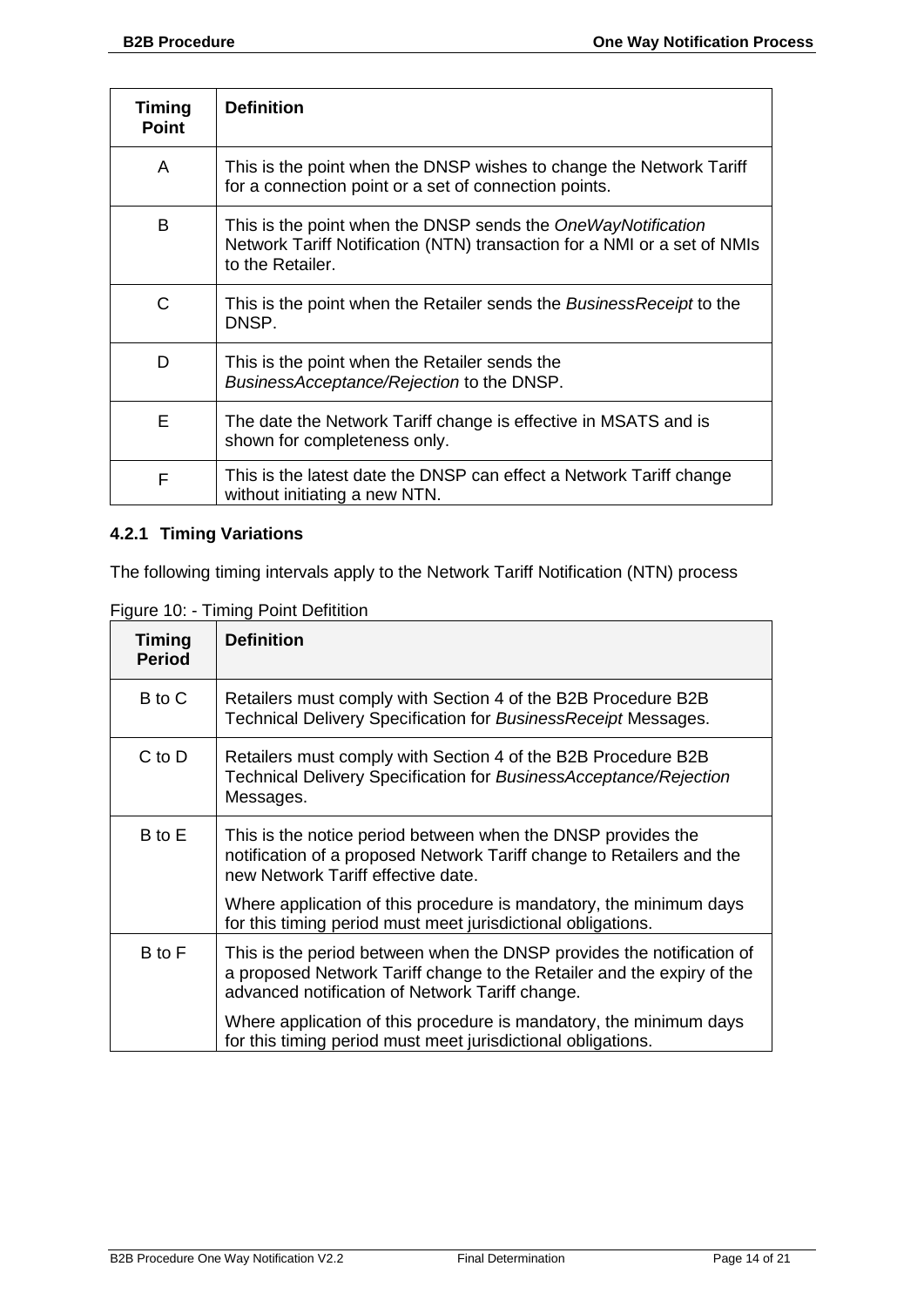| Timing Point | Definition |
|---|---|
| A | This is the point when the DNSP wishes to change the Network Tariff for a connection point or a set of connection points. |
| B | This is the point when the DNSP sends the *OneWayNotification* Network Tariff Notification (NTN) transaction for a NMI or a set of NMIs to the Retailer. |
| C | This is the point when the Retailer sends the *BusinessReceipt* to the DNSP. |
| D | This is the point when the Retailer sends the *BusinessAcceptance/Rejection* to the DNSP. |
| E | The date the Network Tariff change is effective in MSATS and is shown for completeness only. |
| F | This is the latest date the DNSP can effect a Network Tariff change without initiating a new NTN. |

### 4.2.1 Timing Variations

The following timing intervals apply to the Network Tariff Notification (NTN) process

Figure 10: - Timing Point Defitition

| Timing Period | Definition |
|---|---|
| B to C | Retailers must comply with Section 4 of the B2B Procedure B2B Technical Delivery Specification for *BusinessReceipt* Messages. |
| C to D | Retailers must comply with Section 4 of the B2B Procedure B2B Technical Delivery Specification for *BusinessAcceptance/Rejection* Messages. |
| B to E | This is the notice period between when the DNSP provides the notification of a proposed Network Tariff change to Retailers and the new Network Tariff effective date.<br><br>Where application of this procedure is mandatory, the minimum days for this timing period must meet jurisdictional obligations. |
| B to F | This is the period between when the DNSP provides the notification of a proposed Network Tariff change to the Retailer and the expiry of the advanced notification of Network Tariff change.<br><br>Where application of this procedure is mandatory, the minimum days for this timing period must meet jurisdictional obligations. |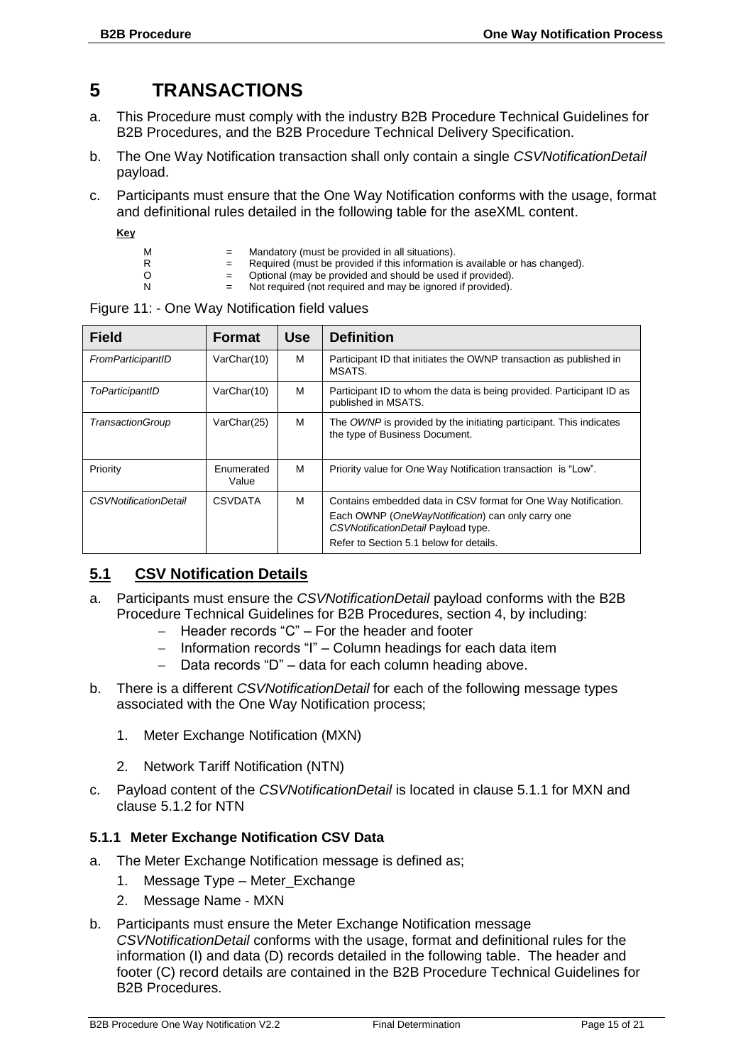# 5 TRANSACTIONS

a. This Procedure must comply with the industry B2B Procedure Technical Guidelines for B2B Procedures, and the B2B Procedure Technical Delivery Specification.

b. The One Way Notification transaction shall only contain a single *CSVNotificationDetail* payload.

c. Participants must ensure that the One Way Notification conforms with the usage, format and definitional rules detailed in the following table for the aseXML content.

**Key**

| | | |
|---|---|---|
| M | = | Mandatory (must be provided in all situations). |
| R | = | Required (must be provided if this information is available or has changed). |
| O | = | Optional (may be provided and should be used if provided). |
| N | = | Not required (not required and may be ignored if provided). |

Figure 11: - One Way Notification field values

| Field | Format | Use | Definition |
|---|---|---|---|
| *FromParticipantID* | VarChar(10) | M | Participant ID that initiates the OWNP transaction as published in MSATS. |
| *ToParticipantID* | VarChar(10) | M | Participant ID to whom the data is being provided. Participant ID as published in MSATS. |
| *TransactionGroup* | VarChar(25) | M | The *OWNP* is provided by the initiating participant. This indicates the type of Business Document. |
| Priority | Enumerated Value | M | Priority value for One Way Notification transaction is "Low". |
| *CSVNotificationDetail* | CSVDATA | M | Contains embedded data in CSV format for One Way Notification.<br>Each OWNP (*OneWayNotification*) can only carry one *CSVNotificationDetail* Payload type.<br>Refer to Section 5.1 below for details. |

## 5.1 CSV Notification Details

a. Participants must ensure the *CSVNotificationDetail* payload conforms with the B2B Procedure Technical Guidelines for B2B Procedures, section 4, by including:
   - Header records "C" – For the header and footer
   - Information records "I" – Column headings for each data item
   - Data records "D" – data for each column heading above.

b. There is a different *CSVNotificationDetail* for each of the following message types associated with the One Way Notification process;

   1. Meter Exchange Notification (MXN)

   2. Network Tariff Notification (NTN)

c. Payload content of the *CSVNotificationDetail* is located in clause 5.1.1 for MXN and clause 5.1.2 for NTN

### 5.1.1 Meter Exchange Notification CSV Data

a. The Meter Exchange Notification message is defined as;
   1. Message Type – Meter_Exchange
   2. Message Name - MXN

b. Participants must ensure the Meter Exchange Notification message *CSVNotificationDetail* conforms with the usage, format and definitional rules for the information (I) and data (D) records detailed in the following table. The header and footer (C) record details are contained in the B2B Procedure Technical Guidelines for B2B Procedures.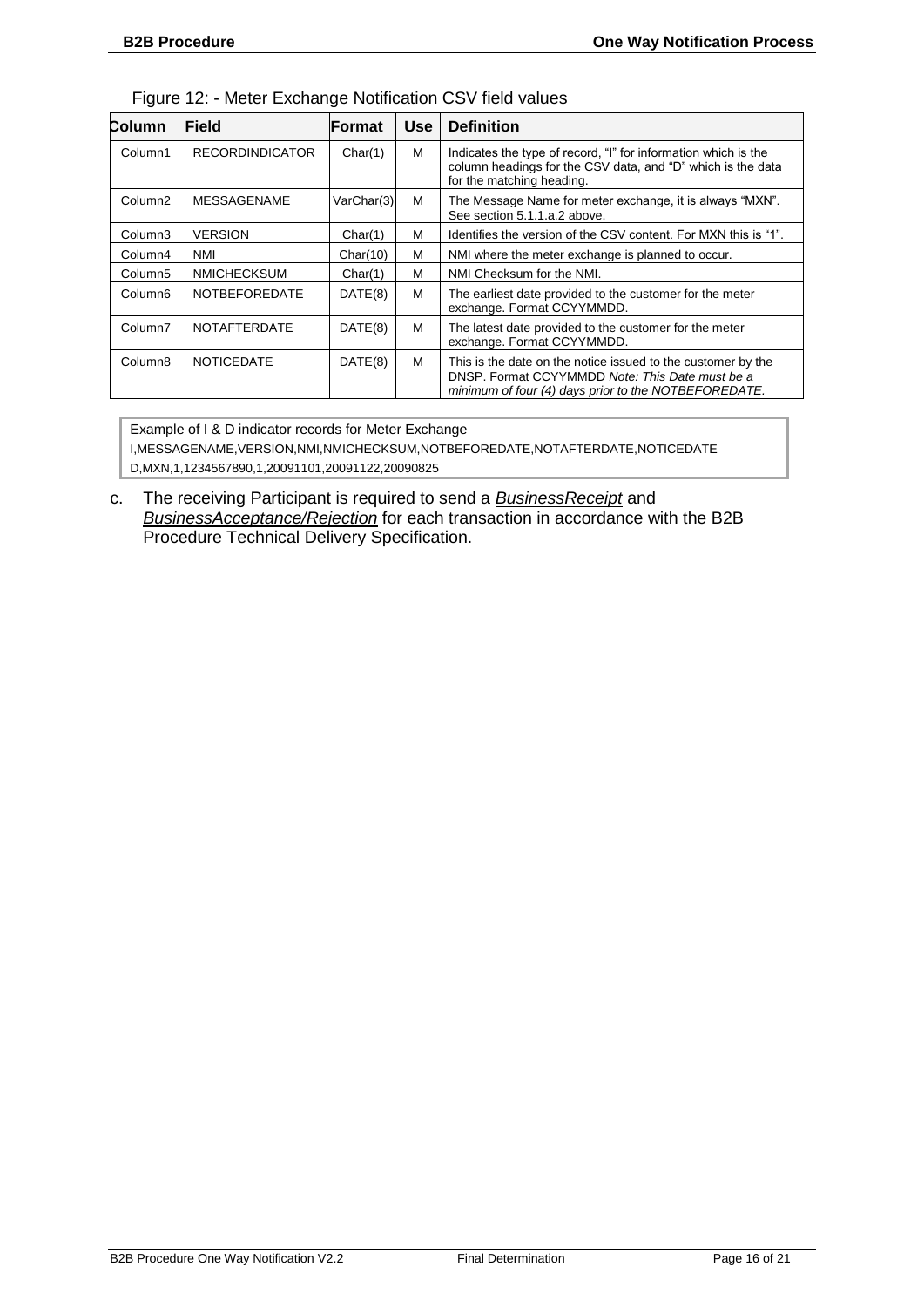Figure 12: - Meter Exchange Notification CSV field values

| Column | Field | Format | Use | Definition |
|---|---|---|---|---|
| Column1 | RECORDINDICATOR | Char(1) | M | Indicates the type of record, "I" for information which is the column headings for the CSV data, and "D" which is the data for the matching heading. |
| Column2 | MESSAGENAME | VarChar(3) | M | The Message Name for meter exchange, it is always "MXN". See section 5.1.1.a.2 above. |
| Column3 | VERSION | Char(1) | M | Identifies the version of the CSV content. For MXN this is "1". |
| Column4 | NMI | Char(10) | M | NMI where the meter exchange is planned to occur. |
| Column5 | NMICHECKSUM | Char(1) | M | NMI Checksum for the NMI. |
| Column6 | NOTBEFOREDATE | DATE(8) | M | The earliest date provided to the customer for the meter exchange. Format CCYYMMDD. |
| Column7 | NOTAFTERDATE | DATE(8) | M | The latest date provided to the customer for the meter exchange. Format CCYYMMDD. |
| Column8 | NOTICEDATE | DATE(8) | M | This is the date on the notice issued to the customer by the DNSP. Format CCYYMMDD *Note: This Date must be a minimum of four (4) days prior to the NOTBEFOREDATE.* |

Example of I & D indicator records for Meter Exchange

```
I,MESSAGENAME,VERSION,NMI,NMICHECKSUM,NOTBEFOREDATE,NOTAFTERDATE,NOTICEDATE
D,MXN,1,1234567890,1,20091101,20091122,20090825
```

c. The receiving Participant is required to send a *BusinessReceipt* and *BusinessAcceptance/Rejection* for each transaction in accordance with the B2B Procedure Technical Delivery Specification.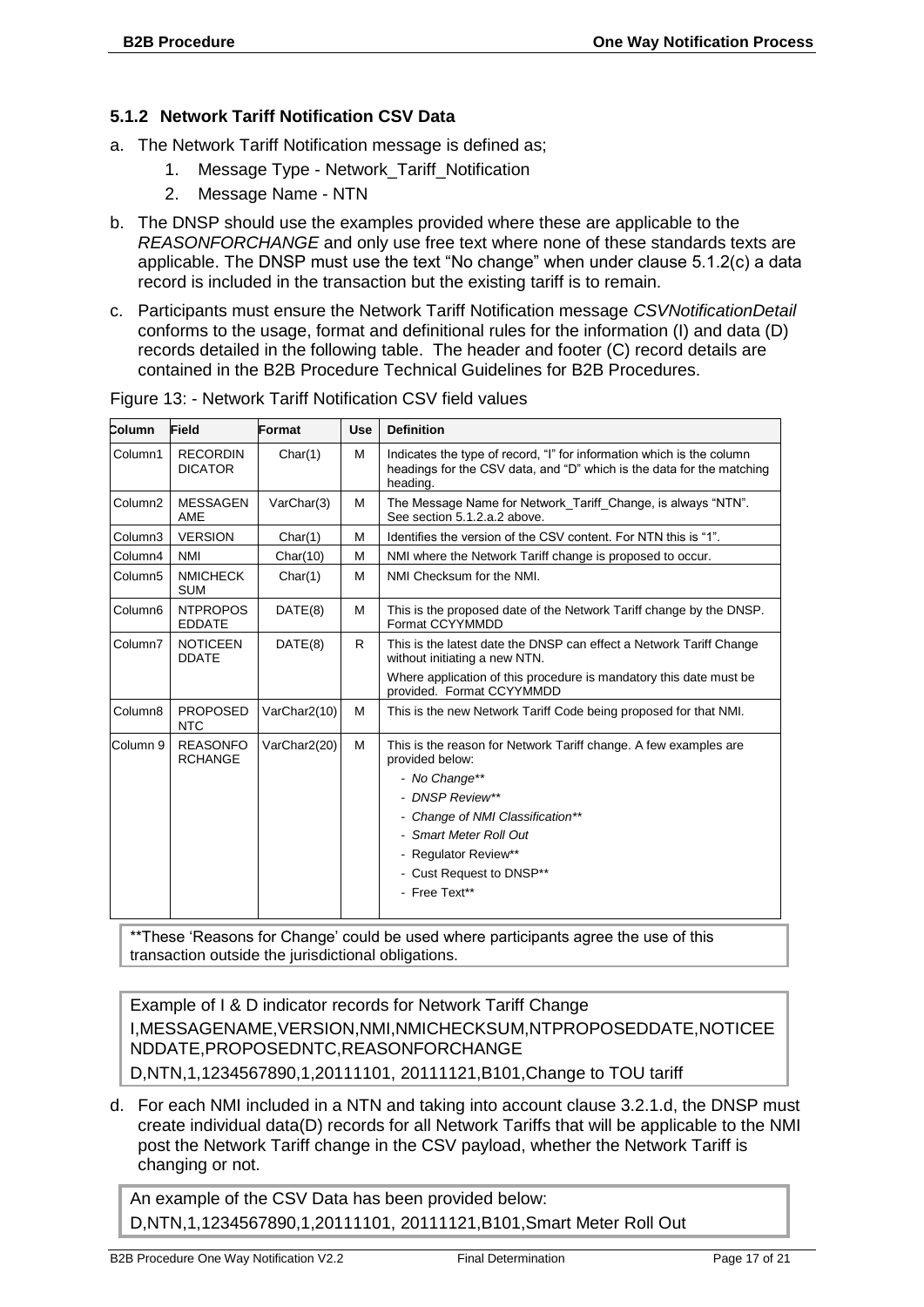### 5.1.2 Network Tariff Notification CSV Data

a. The Network Tariff Notification message is defined as;

1. Message Type - Network_Tariff_Notification
2. Message Name - NTN

b. The DNSP should use the examples provided where these are applicable to the *REASONFORCHANGE* and only use free text where none of these standards texts are applicable. The DNSP must use the text "No change" when under clause 5.1.2(c) a data record is included in the transaction but the existing tariff is to remain.

c. Participants must ensure the Network Tariff Notification message *CSVNotificationDetail* conforms to the usage, format and definitional rules for the information (I) and data (D) records detailed in the following table. The header and footer (C) record details are contained in the B2B Procedure Technical Guidelines for B2B Procedures.

Figure 13: - Network Tariff Notification CSV field values

| Column | Field | Format | Use | Definition |
|---|---|---|---|---|
| Column1 | RECORDINDICATOR | Char(1) | M | Indicates the type of record, "I" for information which is the column headings for the CSV data, and "D" which is the data for the matching heading. |
| Column2 | MESSAGENAME | VarChar(3) | M | The Message Name for Network_Tariff_Change, is always "NTN". See section 5.1.2.a.2 above. |
| Column3 | VERSION | Char(1) | M | Identifies the version of the CSV content. For NTN this is "1". |
| Column4 | NMI | Char(10) | M | NMI where the Network Tariff change is proposed to occur. |
| Column5 | NMICHECKSUM | Char(1) | M | NMI Checksum for the NMI. |
| Column6 | NTPROPOSEDDATE | DATE(8) | M | This is the proposed date of the Network Tariff change by the DNSP. Format CCYYMMDD |
| Column7 | NOTICEENDDATE | DATE(8) | R | This is the latest date the DNSP can effect a Network Tariff Change without initiating a new NTN.<br>Where application of this procedure is mandatory this date must be provided. Format CCYYMMDD |
| Column8 | PROPOSEDNTC | VarChar2(10) | M | This is the new Network Tariff Code being proposed for that NMI. |
| Column 9 | REASONFORCHANGE | VarChar2(20) | M | This is the reason for Network Tariff change. A few examples are provided below:<br>- *No Change***<br>- *DNSP Review***<br>- *Change of NMI Classification***<br>- *Smart Meter Roll Out*<br>- Regulator Review**<br>- Cust Request to DNSP**<br>- Free Text** |

**These 'Reasons for Change' could be used where participants agree the use of this transaction outside the jurisdictional obligations.

Example of I & D indicator records for Network Tariff Change
I,MESSAGENAME,VERSION,NMI,NMICHECKSUM,NTPROPOSEDDATE,NOTICEENDDATE,PROPOSEDNTC,REASONFORCHANGE
D,NTN,1,1234567890,1,20111101, 20111121,B101,Change to TOU tariff

d. For each NMI included in a NTN and taking into account clause 3.2.1.d, the DNSP must create individual data(D) records for all Network Tariffs that will be applicable to the NMI post the Network Tariff change in the CSV payload, whether the Network Tariff is changing or not.

An example of the CSV Data has been provided below:
D,NTN,1,1234567890,1,20111101, 20111121,B101,Smart Meter Roll Out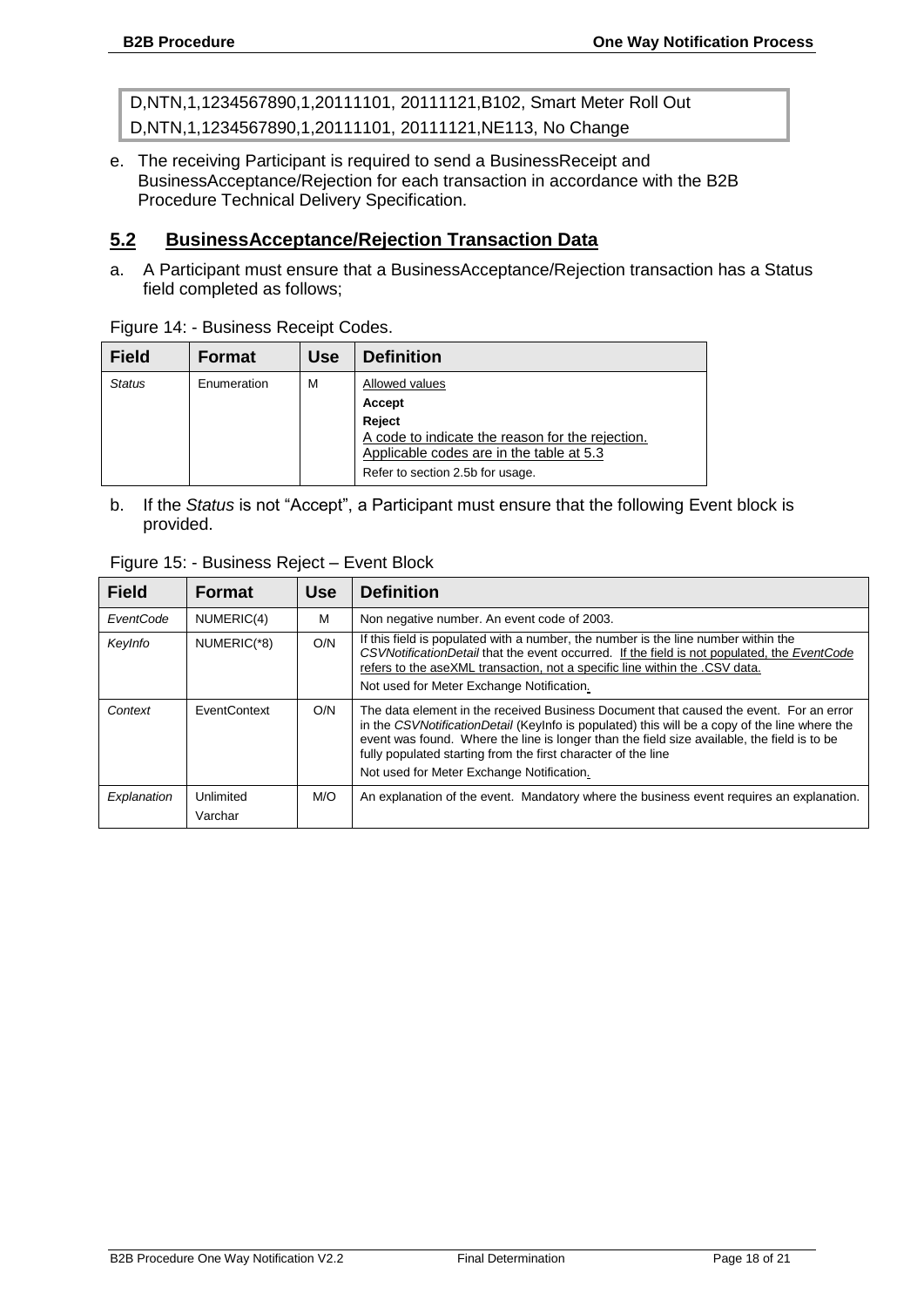```
D,NTN,1,1234567890,1,20111101, 20111121,B102, Smart Meter Roll Out
D,NTN,1,1234567890,1,20111101, 20111121,NE113, No Change
```

e. The receiving Participant is required to send a BusinessReceipt and BusinessAcceptance/Rejection for each transaction in accordance with the B2B Procedure Technical Delivery Specification.

## 5.2 BusinessAcceptance/Rejection Transaction Data

a. A Participant must ensure that a BusinessAcceptance/Rejection transaction has a Status field completed as follows;

Figure 14: - Business Receipt Codes.

| Field | Format | Use | Definition |
|---|---|---|---|
| *Status* | Enumeration | M | Allowed values<br>**Accept**<br>**Reject**<br>A code to indicate the reason for the rejection. Applicable codes are in the table at 5.3<br>Refer to section 2.5b for usage. |

b. If the *Status* is not "Accept", a Participant must ensure that the following Event block is provided.

Figure 15: - Business Reject – Event Block

| Field | Format | Use | Definition |
|---|---|---|---|
| *EventCode* | NUMERIC(4) | M | Non negative number. An event code of 2003. |
| *KeyInfo* | NUMERIC(*8) | O/N | If this field is populated with a number, the number is the line number within the *CSVNotificationDetail* that the event occurred. If the field is not populated, the *EventCode* refers to the aseXML transaction, not a specific line within the .CSV data.<br>Not used for Meter Exchange Notification. |
| *Context* | EventContext | O/N | The data element in the received Business Document that caused the event. For an error in the *CSVNotificationDetail* (KeyInfo is populated) this will be a copy of the line where the event was found. Where the line is longer than the field size available, the field is to be fully populated starting from the first character of the line<br>Not used for Meter Exchange Notification. |
| *Explanation* | Unlimited Varchar | M/O | An explanation of the event. Mandatory where the business event requires an explanation. |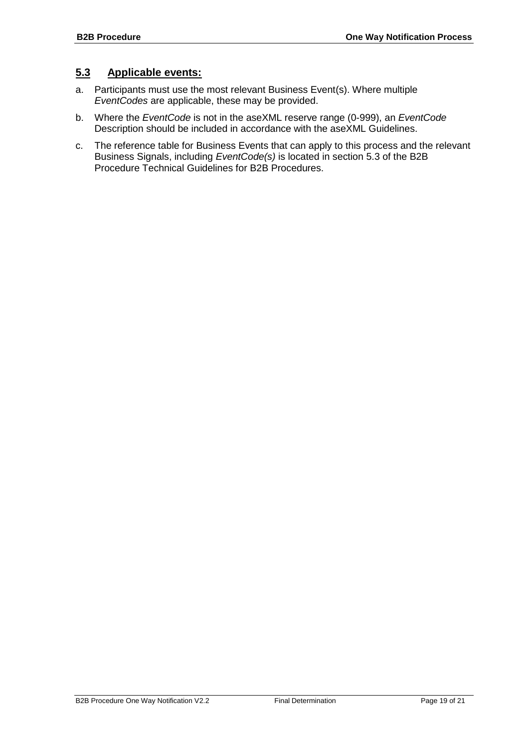## 5.3 Applicable events:

a. Participants must use the most relevant Business Event(s). Where multiple *EventCodes* are applicable, these may be provided.

b. Where the *EventCode* is not in the aseXML reserve range (0-999), an *EventCode* Description should be included in accordance with the aseXML Guidelines.

c. The reference table for Business Events that can apply to this process and the relevant Business Signals, including *EventCode(s)* is located in section 5.3 of the B2B Procedure Technical Guidelines for B2B Procedures.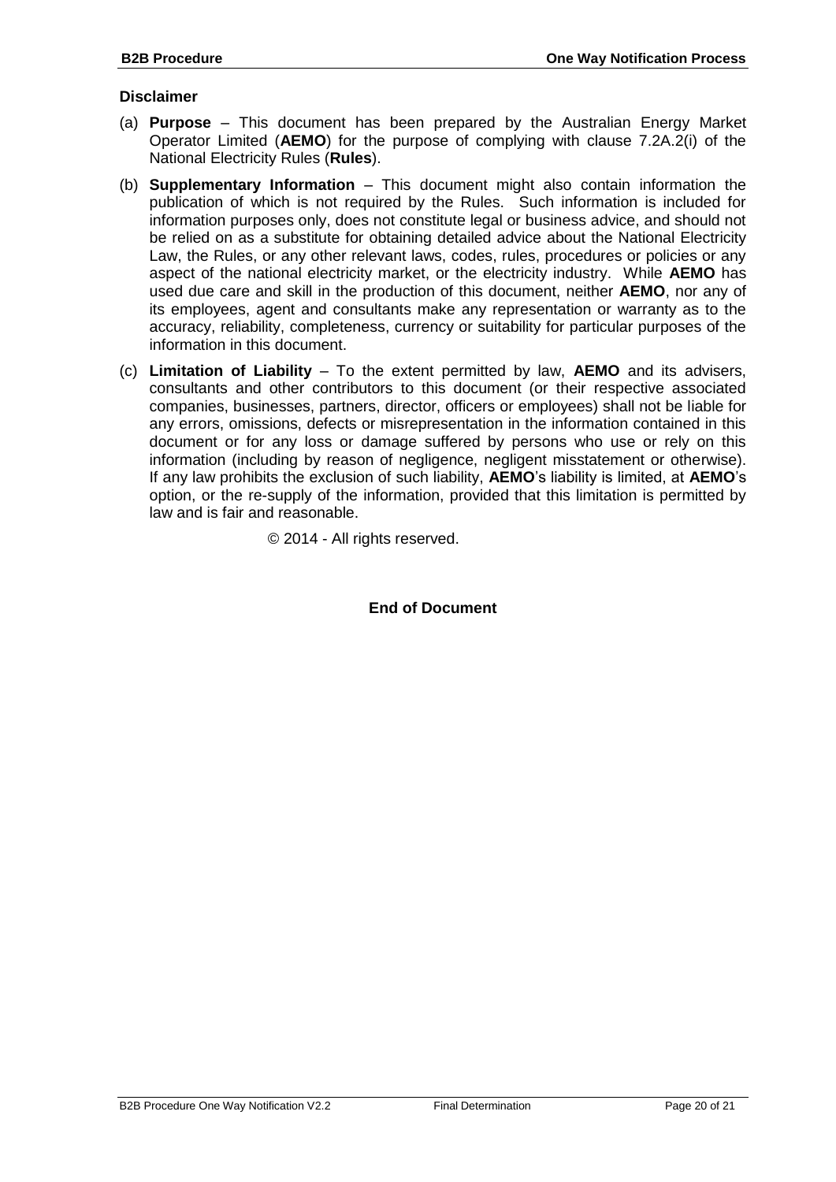**Disclaimer**

(a) **Purpose** – This document has been prepared by the Australian Energy Market Operator Limited (**AEMO**) for the purpose of complying with clause 7.2A.2(i) of the National Electricity Rules (**Rules**).

(b) **Supplementary Information** – This document might also contain information the publication of which is not required by the Rules. Such information is included for information purposes only, does not constitute legal or business advice, and should not be relied on as a substitute for obtaining detailed advice about the National Electricity Law, the Rules, or any other relevant laws, codes, rules, procedures or policies or any aspect of the national electricity market, or the electricity industry. While **AEMO** has used due care and skill in the production of this document, neither **AEMO**, nor any of its employees, agent and consultants make any representation or warranty as to the accuracy, reliability, completeness, currency or suitability for particular purposes of the information in this document.

(c) **Limitation of Liability** – To the extent permitted by law, **AEMO** and its advisers, consultants and other contributors to this document (or their respective associated companies, businesses, partners, director, officers or employees) shall not be liable for any errors, omissions, defects or misrepresentation in the information contained in this document or for any loss or damage suffered by persons who use or rely on this information (including by reason of negligence, negligent misstatement or otherwise). If any law prohibits the exclusion of such liability, **AEMO**'s liability is limited, at **AEMO**'s option, or the re-supply of the information, provided that this limitation is permitted by law and is fair and reasonable.

© 2014 - All rights reserved.

**End of Document**